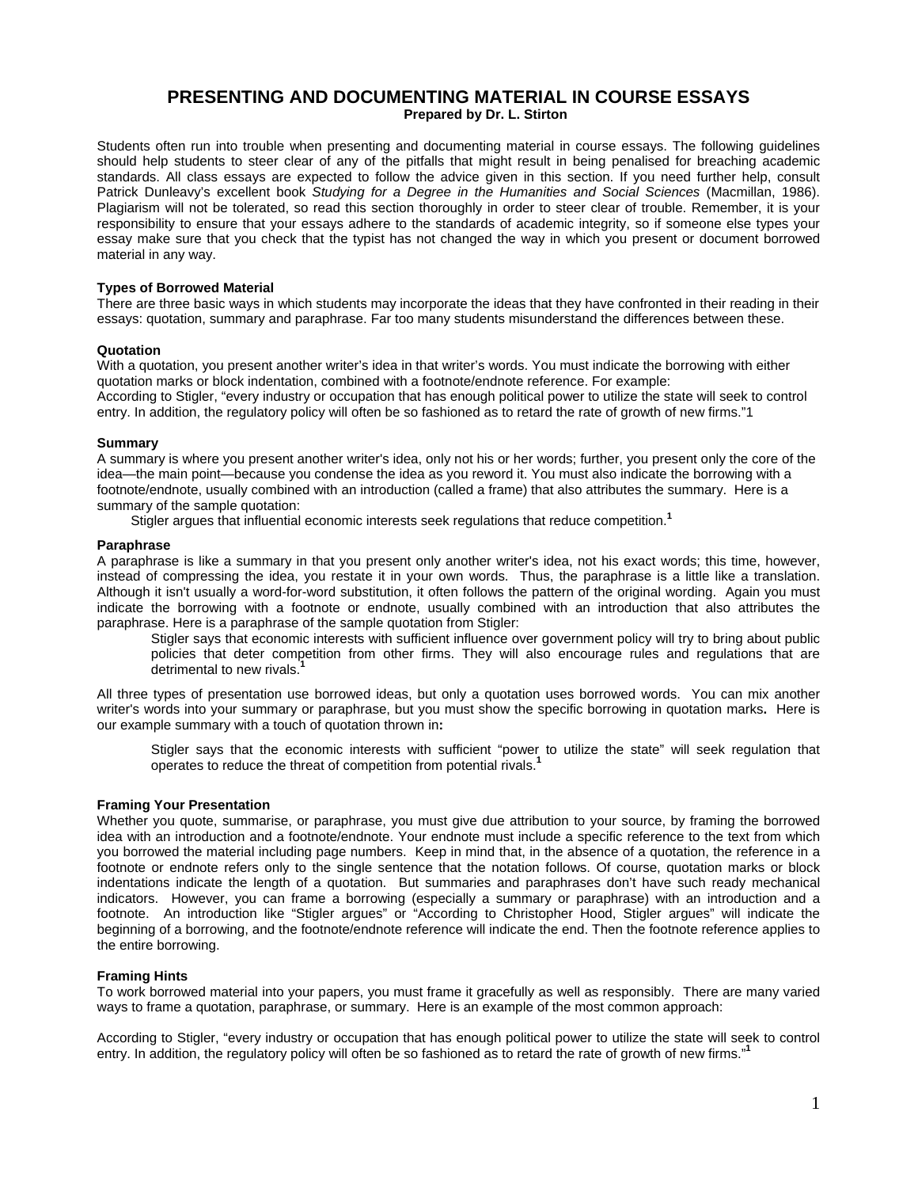# PRESENTING AND DOCUMENTING MATERIAL IN COURSE ESSAYS

**Prepared by Dr. L. Stirton**

Students often run into trouble when presenting and documenting material in course essays. The following guidelines should help students to steer clear of any of the pitfalls that might result in being penalised for breaching academic standards. All class essays are expected to follow the advice given in this section. If you need further help, consult Patrick Dunleavy's excellent book *Studying for a Degree in the Humanities and Social Sciences* (Macmillan, 1986). Plagiarism will not be tolerated, so read this section thoroughly in order to steer clear of trouble. Remember, it is your responsibility to ensure that your essays adhere to the standards of academic integrity, so if someone else types your essay make sure that you check that the typist has not changed the way in which you present or document borrowed material in any way.

### Types of Borrowed Material

There are three basic ways in which students may incorporate the ideas that they have confronted in their reading in their essays: quotation, summary and paraphrase. Far too many students misunderstand the differences between these.

### Quotation

With a quotation, you present another writer's idea in that writer's words. You must indicate the borrowing with either quotation marks or block indentation, combined with a footnote/endnote reference. For example:
According to Stigler, "every industry or occupation that has enough political power to utilize the state will seek to control entry. In addition, the regulatory policy will often be so fashioned as to retard the rate of growth of new firms."1

### Summary

A summary is where you present another writer's idea, only not his or her words; further, you present only the core of the idea—the main point—because you condense the idea as you reword it. You must also indicate the borrowing with a footnote/endnote, usually combined with an introduction (called a frame) that also attributes the summary. Here is a summary of the sample quotation:

> Stigler argues that influential economic interests seek regulations that reduce competition.[1]

### Paraphrase

A paraphrase is like a summary in that you present only another writer's idea, not his exact words; this time, however, instead of compressing the idea, you restate it in your own words. Thus, the paraphrase is a little like a translation. Although it isn't usually a word-for-word substitution, it often follows the pattern of the original wording. Again you must indicate the borrowing with a footnote or endnote, usually combined with an introduction that also attributes the paraphrase. Here is a paraphrase of the sample quotation from Stigler:

> Stigler says that economic interests with sufficient influence over government policy will try to bring about public policies that deter competition from other firms. They will also encourage rules and regulations that are detrimental to new rivals.[1]

All three types of presentation use borrowed ideas, but only a quotation uses borrowed words. You can mix another writer's words into your summary or paraphrase, but you must show the specific borrowing in quotation marks**.** Here is our example summary with a touch of quotation thrown in**:**

> Stigler says that the economic interests with sufficient "power to utilize the state" will seek regulation that operates to reduce the threat of competition from potential rivals.[1]

### Framing Your Presentation

Whether you quote, summarise, or paraphrase, you must give due attribution to your source, by framing the borrowed idea with an introduction and a footnote/endnote. Your endnote must include a specific reference to the text from which you borrowed the material including page numbers. Keep in mind that, in the absence of a quotation, the reference in a footnote or endnote refers only to the single sentence that the notation follows. Of course, quotation marks or block indentations indicate the length of a quotation. But summaries and paraphrases don't have such ready mechanical indicators. However, you can frame a borrowing (especially a summary or paraphrase) with an introduction and a footnote. An introduction like "Stigler argues" or "According to Christopher Hood, Stigler argues" will indicate the beginning of a borrowing, and the footnote/endnote reference will indicate the end. Then the footnote reference applies to the entire borrowing.

### Framing Hints

To work borrowed material into your papers, you must frame it gracefully as well as responsibly. There are many varied ways to frame a quotation, paraphrase, or summary. Here is an example of the most common approach:

According to Stigler, "every industry or occupation that has enough political power to utilize the state will seek to control entry. In addition, the regulatory policy will often be so fashioned as to retard the rate of growth of new firms."[1]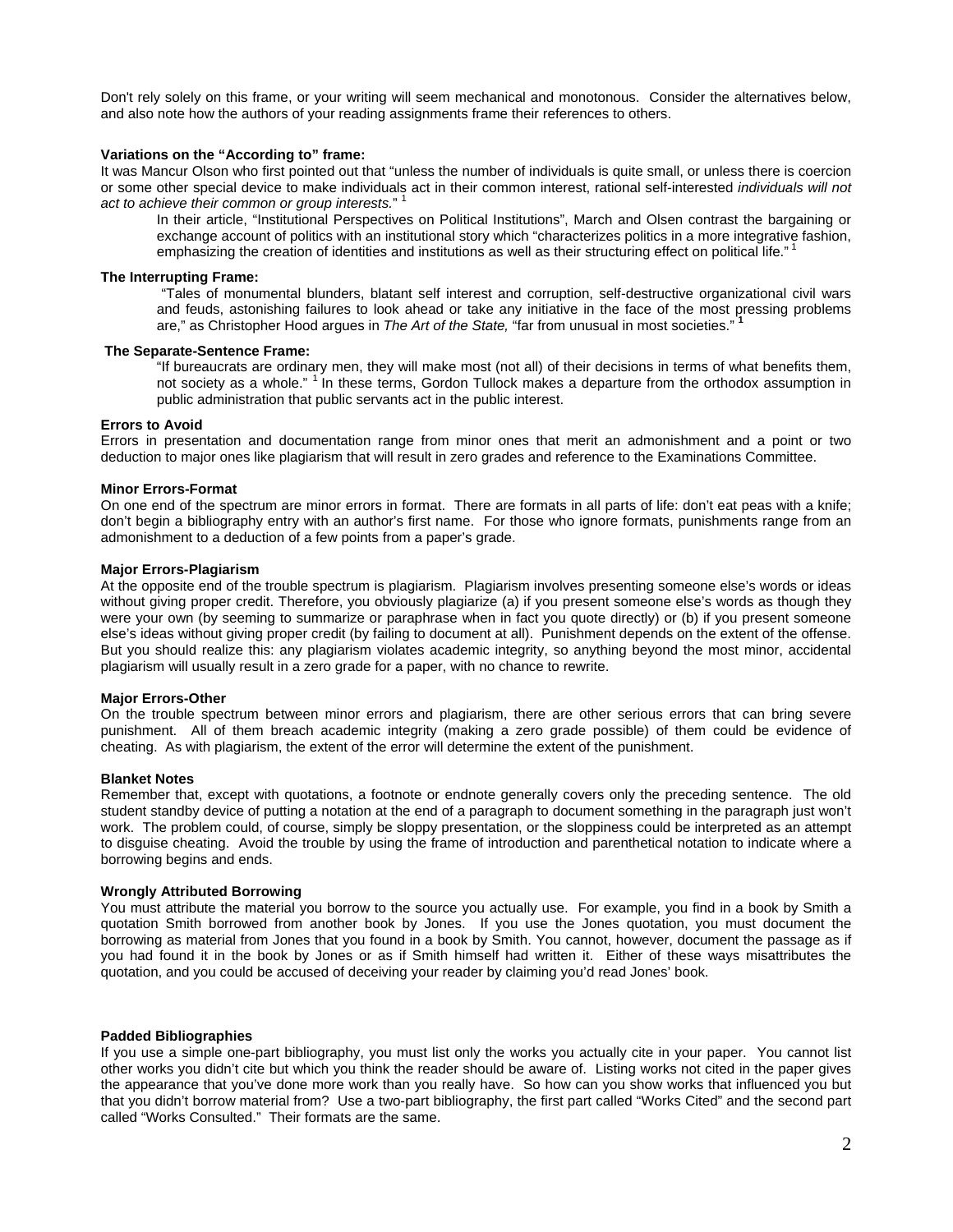Don't rely solely on this frame, or your writing will seem mechanical and monotonous. Consider the alternatives below, and also note how the authors of your reading assignments frame their references to others.

**Variations on the "According to" frame:**

It was Mancur Olson who first pointed out that "unless the number of individuals is quite small, or unless there is coercion or some other special device to make individuals act in their common interest, rational self-interested *individuals will not act to achieve their common or group interests.*" [1]

> In their article, "Institutional Perspectives on Political Institutions", March and Olsen contrast the bargaining or exchange account of politics with an institutional story which "characterizes politics in a more integrative fashion, emphasizing the creation of identities and institutions as well as their structuring effect on political life." [1]

**The Interrupting Frame:**

> "Tales of monumental blunders, blatant self interest and corruption, self-destructive organizational civil wars and feuds, astonishing failures to look ahead or take any initiative in the face of the most pressing problems are," as Christopher Hood argues in *The Art of the State,* "far from unusual in most societies." [1]

**The Separate-Sentence Frame:**

> "If bureaucrats are ordinary men, they will make most (not all) of their decisions in terms of what benefits them, not society as a whole." [1] In these terms, Gordon Tullock makes a departure from the orthodox assumption in public administration that public servants act in the public interest.

**Errors to Avoid**

Errors in presentation and documentation range from minor ones that merit an admonishment and a point or two deduction to major ones like plagiarism that will result in zero grades and reference to the Examinations Committee.

**Minor Errors-Format**

On one end of the spectrum are minor errors in format. There are formats in all parts of life: don't eat peas with a knife; don't begin a bibliography entry with an author's first name. For those who ignore formats, punishments range from an admonishment to a deduction of a few points from a paper's grade.

**Major Errors-Plagiarism**

At the opposite end of the trouble spectrum is plagiarism. Plagiarism involves presenting someone else's words or ideas without giving proper credit. Therefore, you obviously plagiarize (a) if you present someone else's words as though they were your own (by seeming to summarize or paraphrase when in fact you quote directly) or (b) if you present someone else's ideas without giving proper credit (by failing to document at all). Punishment depends on the extent of the offense. But you should realize this: any plagiarism violates academic integrity, so anything beyond the most minor, accidental plagiarism will usually result in a zero grade for a paper, with no chance to rewrite.

**Major Errors-Other**

On the trouble spectrum between minor errors and plagiarism, there are other serious errors that can bring severe punishment. All of them breach academic integrity (making a zero grade possible) of them could be evidence of cheating. As with plagiarism, the extent of the error will determine the extent of the punishment.

**Blanket Notes**

Remember that, except with quotations, a footnote or endnote generally covers only the preceding sentence. The old student standby device of putting a notation at the end of a paragraph to document something in the paragraph just won't work. The problem could, of course, simply be sloppy presentation, or the sloppiness could be interpreted as an attempt to disguise cheating. Avoid the trouble by using the frame of introduction and parenthetical notation to indicate where a borrowing begins and ends.

**Wrongly Attributed Borrowing**

You must attribute the material you borrow to the source you actually use. For example, you find in a book by Smith a quotation Smith borrowed from another book by Jones. If you use the Jones quotation, you must document the borrowing as material from Jones that you found in a book by Smith. You cannot, however, document the passage as if you had found it in the book by Jones or as if Smith himself had written it. Either of these ways misattributes the quotation, and you could be accused of deceiving your reader by claiming you'd read Jones' book.

**Padded Bibliographies**

If you use a simple one-part bibliography, you must list only the works you actually cite in your paper. You cannot list other works you didn't cite but which you think the reader should be aware of. Listing works not cited in the paper gives the appearance that you've done more work than you really have. So how can you show works that influenced you but that you didn't borrow material from? Use a two-part bibliography, the first part called "Works Cited" and the second part called "Works Consulted." Their formats are the same.